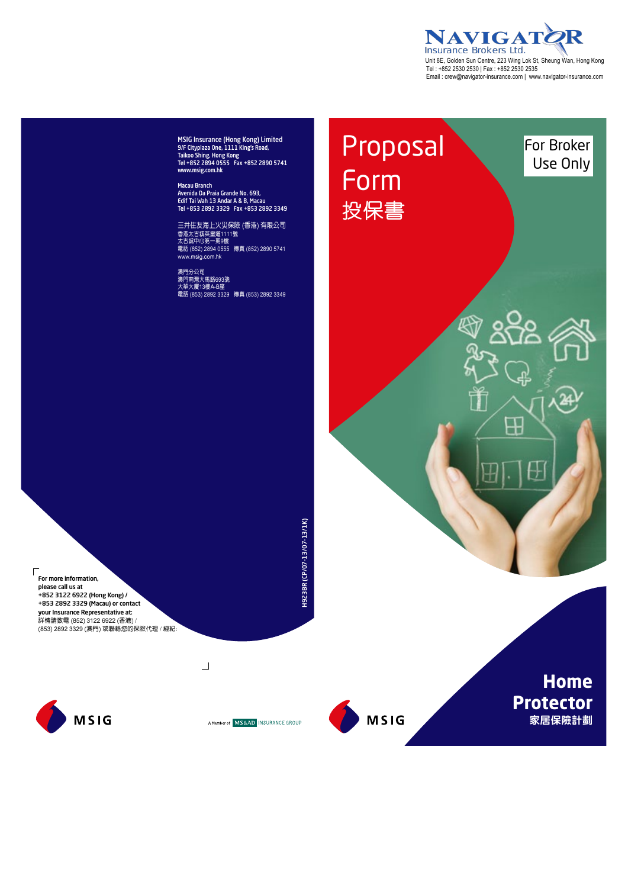NAVIGATOR
Insurance Brokers Ltd.
Unit 8E, Golden Sun Centre, 223 Wing Lok St, Sheung Wan, Hong Kong
Tel : +852 2530 2530 | Fax : +852 2530 2535
Email : crew@navigator-insurance.com | www.navigator-insurance.com

**MSIG Insurance (Hong Kong) Limited**
9/F Cityplaza One, 1111 King's Road,
Taikoo Shing, Hong Kong
Tel +852 2894 0555 Fax +852 2890 5741
www.msig.com.hk

Macau Branch
Avenida Da Praia Grande No. 693,
Edif Tai Wah 13 Andar A & B, Macau
Tel +853 2892 3329 Fax +853 2892 3349

三井住友海上火災保險 (香港) 有限公司
香港太古城英皇道1111號
太古城中心第一期9樓
電話 (852) 2894 0555 傳真 (852) 2890 5741
www.msig.com.hk

澳門分公司
澳門南灣大馬路693號
大華大廈13樓A-B座
電話 (853) 2892 3329 傳真 (853) 2892 3349

For more information,
please call us at
+852 3122 6922 (Hong Kong) /
+853 2892 3329 (Macau) or contact
your Insurance Representative at:
詳情請致電 (852) 3122 6922 (香港) /
(853) 2892 3329 (澳門) 或聯絡您的保險代理 / 經紀:

H923BR (CP/07-13/07-13/1K)

MSIG

A Member of MS&AD INSURANCE GROUP

# Proposal Form
# 投保書

For Broker Use Only

MSIG

## Home Protector
## 家居保險計劃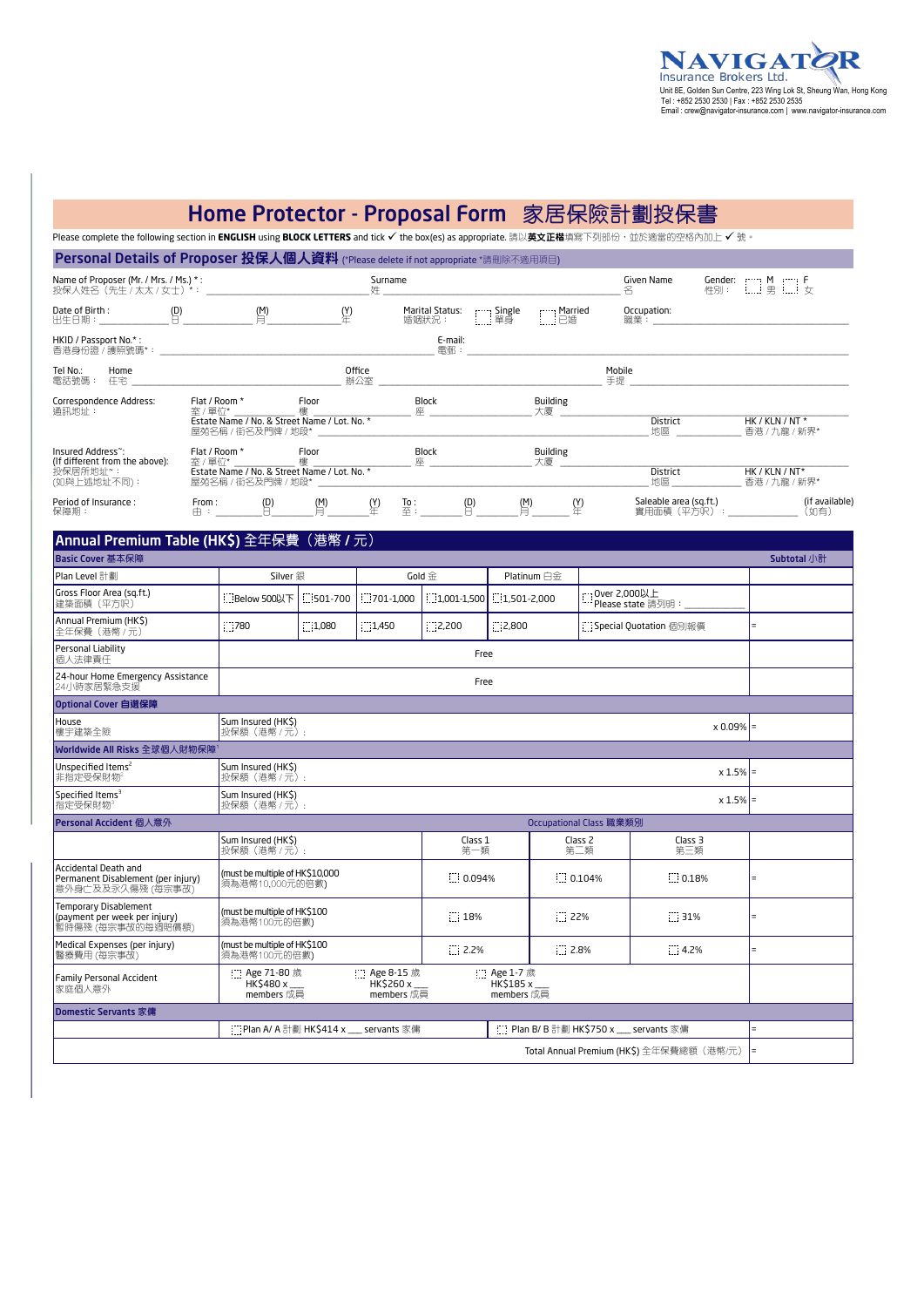NAVIGATOR Insurance Brokers Ltd.
Unit 8E, Golden Sun Centre, 223 Wing Lok St, Sheung Wan, Hong Kong
Tel : +852 2530 2530 | Fax : +852 2530 2535
Email : crew@navigator-insurance.com | www.navigator-insurance.com

# Home Protector - Proposal Form 家居保險計劃投保書

Please complete the following section in **ENGLISH** using **BLOCK LETTERS** and tick ✓ the box(es) as appropriate. 請以**英文正楷**填寫下列部份，並於適當的空格內加上 ✓ 號。

## Personal Details of Proposer 投保人個人資料 (*Please delete if not appropriate *請刪除不適用項目)

Name of Proposer (Mr. / Mrs. / Ms.) * : 投保人姓名（先生 / 太太 / 女士）* : Surname 姓 ______ Given Name 名 ______ Gender: 性別： ☐ M 男 ☐ F 女

Date of Birth : 出生日期： (D) 日 ______ (M) 月 ______ (Y) 年 ______ Marital Status: 婚姻狀況： ☐ Single 單身 ☐ Married 已婚 Occupation: 職業： ______

HKID / Passport No.* : 香港身份證 / 護照號碼* : ______ E-mail: 電郵： ______

Tel No.: 電話號碼： Home 住宅 ______ Office 辦公室 ______ Mobile 手提 ______

Correspondence Address: 通訊地址： Flat / Room * 室 / 單位* ______ Floor 樓 ______ Block 座 ______ Building 大廈 ______
Estate Name / No. & Street Name / Lot. No. * 屋苑名稱 / 街名及門牌 / 地段* ______ District 地區 ______ HK / KLN / NT * 香港 / 九龍 / 新界*

Insured Address^: (If different from the above): 投保居所地址^：(如與上述地址不同)： Flat / Room * 室 / 單位* ______ Floor 樓 ______ Block 座 ______ Building 大廈 ______
Estate Name / No. & Street Name / Lot. No. * 屋苑名稱 / 街名及門牌 / 地段* ______ District 地區 ______ HK / KLN / NT* 香港 / 九龍 / 新界*

Period of Insurance : 保障期： From : 由： (D) 日 ______ (M) 月 ______ (Y) 年 ______ To : 至： (D) 日 ______ (M) 月 ______ (Y) 年 ______ Saleable area (sq.ft.) 實用面積（平方呎）: ______ (if available) (如有)

## Annual Premium Table (HK$) 全年保費（港幣 / 元）

| Basic Cover 基本保障 | | | | | | | Subtotal 小計 |
|---|---|---|---|---|---|---|---|
| Plan Level 計劃 | Silver 銀 | | Gold 金 | | Platinum 白金 | | |
| Gross Floor Area (sq.ft.) 建築面積（平方呎） | ☐Below 500以下 | ☐501-700 | ☐701-1,000 | ☐1,001-1,500 | ☐1,501-2,000 | ☐Over 2,000以上 Please state 請列明： ______ | |
| Annual Premium (HK$) 全年保費（港幣 / 元） | ☐780 | ☐1,080 | ☐1,450 | ☐2,200 | ☐2,800 | ☐Special Quotation 個別報價 | = |
| Personal Liability 個人法律責任 | Free | | | | | | |
| 24-hour Home Emergency Assistance 24小時家居緊急支援 | Free | | | | | | |
| **Optional Cover 自選保障** | | | | | | | |
| House 樓宇建築全險 | Sum Insured (HK$) 投保額（港幣 / 元）: | | | | | x 0.09% | = |
| **Worldwide All Risks 全球個人財物保障**[1] | | | | | | | |
| Unspecified Items[2] 非指定受保財物[2] | Sum Insured (HK$) 投保額（港幣 / 元）: | | | | | x 1.5% | = |
| Specified Items[3] 指定受保財物[3] | Sum Insured (HK$) 投保額（港幣 / 元）: | | | | | x 1.5% | = |

| Personal Accident 個人意外 | | Occupational Class 職業類別 | | | |
|---|---|---|---|---|---|
| | Sum Insured (HK$) 投保額（港幣 / 元）: | Class 1 第一類 | Class 2 第二類 | Class 3 第三類 | |
| Accidental Death and Permanent Disablement (per injury) 意外身亡及及永久傷殘 (每宗事故) | (must be multiple of HK$10,000 須為港幣10,000元的倍數) | ☐ 0.094% | ☐ 0.104% | ☐ 0.18% | = |
| Temporary Disablement (payment per week per injury) 暫時傷殘 (每宗事故的每週賠償額) | (must be multiple of HK$100 須為港幣100元的倍數) | ☐ 18% | ☐ 22% | ☐ 31% | = |
| Medical Expenses (per injury) 醫療費用 (每宗事故) | (must be multiple of HK$100 須為港幣100元的倍數) | ☐ 2.2% | ☐ 2.8% | ☐ 4.2% | = |
| Family Personal Accident 家庭個人意外 | ☐ Age 71-80 歲 HK$480 x ___ members 成員 | ☐ Age 8-15 歲 HK$260 x ___ members 成員 | ☐ Age 1-7 歲 HK$185 x ___ members 成員 | | |
| **Domestic Servants 家傭** | | | | | |
| | ☐Plan A/ A 計劃 HK$414 x ___ servants 家傭 | | ☐ Plan B/ B 計劃 HK$750 x ___ servants 家傭 | | = |
| | | | | Total Annual Premium (HK$) 全年保費總額（港幣/元） | = |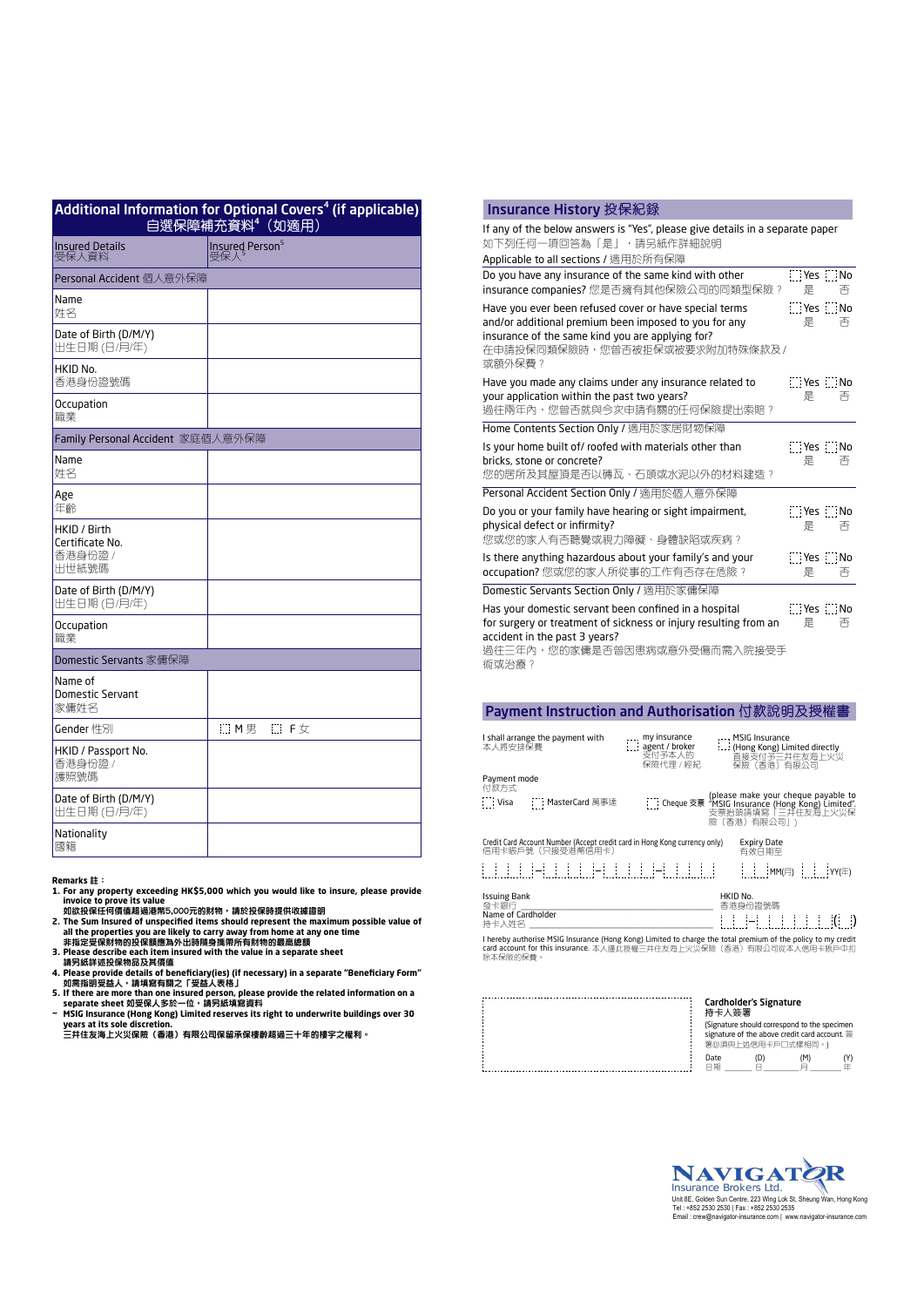## Additional Information for Optional Covers[4] (if applicable) 自選保障補充資料[4]（如適用）

| Insured Details 受保人資料 | Insured Person[5] 受保人[5] |
|---|---|
| **Personal Accident 個人意外保障** | |
| Name 姓名 | |
| Date of Birth (D/M/Y) 出生日期 (日/月/年) | |
| HKID No. 香港身份證號碼 | |
| Occupation 職業 | |
| **Family Personal Accident 家庭個人意外保障** | |
| Name 姓名 | |
| Age 年齡 | |
| HKID / Birth Certificate No. 香港身份證 / 出世紙號碼 | |
| Date of Birth (D/M/Y) 出生日期 (日/月/年) | |
| Occupation 職業 | |
| **Domestic Servants 家傭保障** | |
| Name of Domestic Servant 家傭姓名 | |
| Gender 性別 | ☐ M 男 ☐ F 女 |
| HKID / Passport No. 香港身份證 / 護照號碼 | |
| Date of Birth (D/M/Y) 出生日期 (日/月/年) | |
| Nationality 國籍 | |

**Remarks 註：**

1. **For any property exceeding HK$5,000 which you would like to insure, please provide invoice to prove its value**
   **如欲投保任何價值超過港幣5,000元的財物，請於投保時提供收據證明**
2. **The Sum Insured of unspecified items should represent the maximum possible value of all the properties you are likely to carry away from home at any one time**
   **非指定受保財物的投保額應為外出時隨身攜帶所有財物的最高總額**
3. **Please describe each item insured with the value in a separate sheet**
   **請另紙詳述投保物品及其價值**
4. **Please provide details of beneficiary(ies) (if necessary) in a separate "Beneficiary Form"**
   **如需指明受益人，請填寫有關之「受益人表格」**
5. **If there are more than one insured person, please provide the related information on a separate sheet 如受保人多於一位，請另紙填寫資料**

~ **MSIG Insurance (Hong Kong) Limited reserves its right to underwrite buildings over 30 years at its sole discretion.**
**三井住友海上火災保險（香港）有限公司保留承保樓齡超過三十年的樓宇之權利。**

## Insurance History 投保紀錄

If any of the below answers is "Yes", please give details in a separate paper
如下列任何一項回答為「是」，請另紙作詳細說明

| Applicable to all sections / 適用於所有保障 | |
|---|---|
| Do you have any insurance of the same kind with other insurance companies? 您是否擁有其他保險公司的同類型保險？ | ☐ Yes 是 ☐ No 否 |
| Have you ever been refused cover or have special terms and/or additional premium been imposed to you for any insurance of the same kind you are applying for? 在申請投保同類保險時，您曾否被拒保或被要求附加特殊條款及/或額外保費？ | ☐ Yes 是 ☐ No 否 |
| Have you made any claims under any insurance related to your application within the past two years? 過往兩年內，您曾否就與今次申請有關的任何保險提出索賠？ | ☐ Yes 是 ☐ No 否 |
| **Home Contents Section Only / 適用於家居財物保障** | |
| Is your home built of/ roofed with materials other than bricks, stone or concrete? 您的居所及其屋頂是否以磚瓦、石頭或水泥以外的材料建造？ | ☐ Yes 是 ☐ No 否 |
| **Personal Accident Section Only / 適用於個人意外保障** | |
| Do you or your family have hearing or sight impairment, physical defect or infirmity? 您或您的家人有否聽覺或視力障礙、身體缺陷或疾病？ | ☐ Yes 是 ☐ No 否 |
| Is there anything hazardous about your family's and your occupation? 您或您的家人所從事的工作有否存在危險？ | ☐ Yes 是 ☐ No 否 |
| **Domestic Servants Section Only / 適用於家傭保障** | |
| Has your domestic servant been confined in a hospital for surgery or treatment of sickness or injury resulting from an accident in the past 3 years? 過往三年內，您的家傭是否曾因患病或意外受傷而需入院接受手術或治療？ | ☐ Yes 是 ☐ No 否 |

## Payment Instruction and Authorisation 付款說明及授權書

I shall arrange the payment with 本人將安排保費 ☐ my insurance agent / broker 支付予本人的保險代理／經紀 ☐ MSIG Insurance (Hong Kong) Limited directly 直接支付予三井住友海上火災保險（香港）有限公司

Payment mode 付款方式

☐ Visa ☐ MasterCard 萬事達 ☐ Cheque 支票 (please make your cheque payable to "MSIG Insurance (Hong Kong) Limited". 支票抬頭請填寫「三井住友海上火災保險（香港）有限公司」)

Credit Card Account Number (Accept credit card in Hong Kong currency only) 信用卡賬戶號（只接受港幣信用卡） ☐☐☐☐-☐☐☐☐-☐☐☐☐-☐☐☐☐

Expiry Date 有效日期至 ☐☐MM(月) ☐☐YY(年)

Issuing Bank 發卡銀行 ________________

Name of Cardholder 持卡人姓名 ________________

HKID No. 香港身份證號碼 ☐-☐☐☐☐☐☐(☐)

I hereby authorise MSIG Insurance (Hong Kong) Limited to charge the total premium of the policy to my credit card account for this insurance. 本人謹此授權三井住友海上火災保險（香港）有限公司從本人信用卡賬戶中扣除本保險的保費。

Cardholder's Signature 持卡人簽署
(Signature should correspond to the specimen signature of the above credit card account. 簽署必須與上述信用卡戶口式樣相同。)

Date 日期 ______ (D) 日 ______ (M) 月 ______ (Y) 年

**NAVIGATOR**
Insurance Brokers Ltd.
Unit 8E, Golden Sun Centre, 223 Wing Lok St, Sheung Wan, Hong Kong
Tel : +852 2530 2530 | Fax : +852 2530 2535
Email : crew@navigator-insurance.com | www.navigator-insurance.com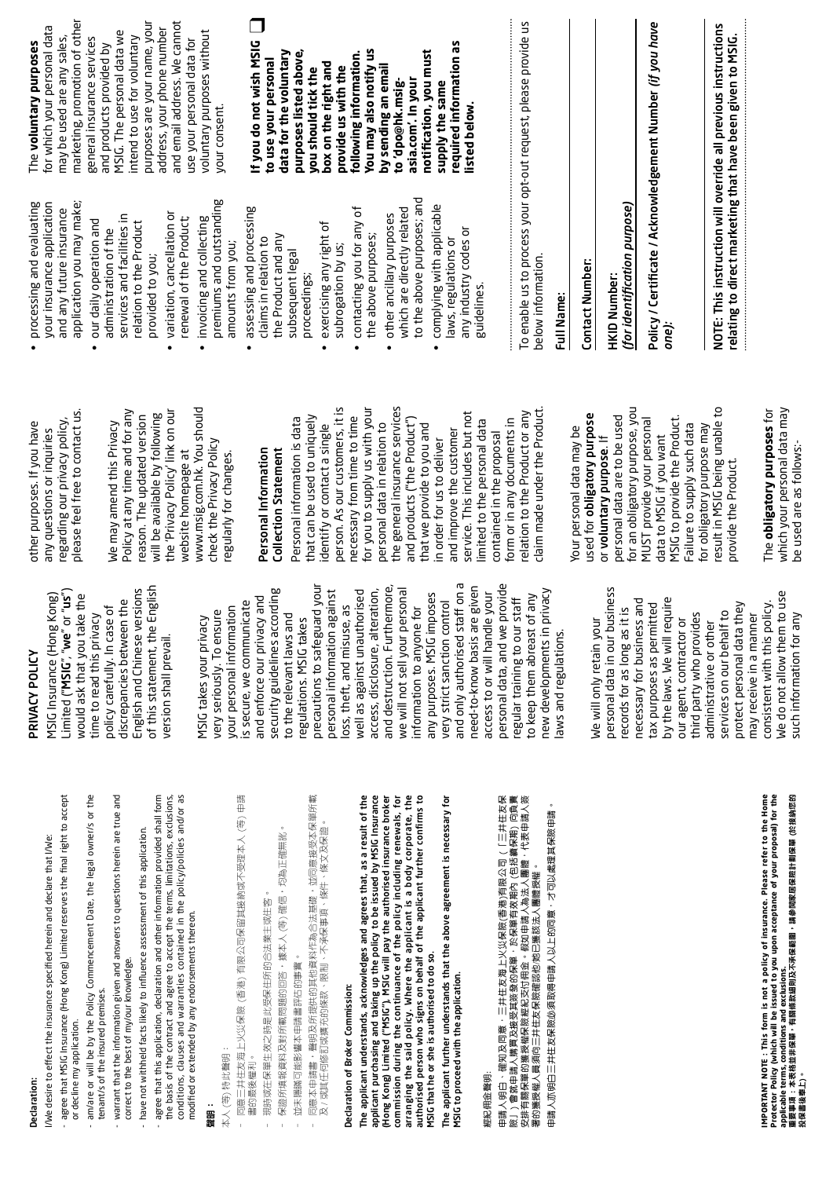**Declaration:**

I/We desire to effect the insurance specified herein and declare that I/We:

- agree that MSIG Insurance (Hong Kong) Limited reserves the final right to accept or decline my application.
- am/are or will be by the Policy Commencement Date, the legal owner/s or the tenant/s of the insured premises.
- warrant that the information given and answers to questions herein are true and correct to the best of my/our knowledge.
- have not withheld facts likely to influence assessment of this application.
- agree that this application, declaration and other information provided shall form the basis of the contract and agree to accept the terms, limitations, exclusions, conditions, clauses and warranties contained in the policy/policies and/or as modified or extended by any endorsements thereon.

**聲明：**

本人（等）特此聲明：

- 同意三井住友海上火災保險（香港）有限公司保留其接納或不接納本人（等）申請書的最後權利。
- 現時或在保單生效之時是此受保住所的合法業主或住客。
- 保證所填報資料及對所載問題的回答，據本人（等）確信，均為正確無訛。
- 並未隱瞞可能影響本申請書評估的事實。
- 同意本申請書、聲明及所提供的其他資料均為合法基礎，並同意接受本保單所載及／或經任何修訂或擴充的條款、限制、不承保事項、條件、條文及保證。

**Declaration of Broker Commission:**

**The applicant understands, acknowledges and agrees that, as a result of the applicant purchasing and taking up the policy to be issued by MSIG Insurance (Hong Kong) Limited ("MSIG"), MSIG will pay the authorised insurance broker commission during the continuance of the policy including renewals, for arranging the said policy. Where the applicant is a body corporate, the authorised person who signs on behalf of the applicant further confirms to MSIG that he or she is authorised to do so.**

**The applicant further understands that the above agreement is necessary for MSIG to proceed with the application.**

經紀佣金聲明：

申請人明白、確知及同意，三井住友海上火災保險(香港)有限公司（「三井住友保險」）會就申請人購買及接受其簽發的保單，於保單有效期內（包括續保期）向負責安排有關保單的獲授權保險經紀支付佣金。假如申請人為法人團體，代表申請人簽署的獲授權人員須向三井住友保險確認他/她已獲該法人團體授權。

申請人亦明白三井住友保險必須取得申請人以上的同意，才可以處理其保險申請。

**IMPORTANT NOTE : This form is not a policy of insurance. Please refer to the Home Protector Policy (which will be issued to you upon acceptance of your proposal) for the applicable terms, conditions and exclusions.**
**重要事項：本表格並非保單，有關條款細則及不承保範圍，請參閱家居保障計劃保單（依接納您的投保書後發出）。**

## PRIVACY POLICY

MSIG Insurance (Hong Kong) Limited ("**MSIG**", "**we**" or "**us**") would ask that you take the time to read this privacy policy carefully. In case of discrepancies between the English and Chinese versions of this statement, the English version shall prevail.

MSIG takes your privacy very seriously. To ensure your personal information is secure, we communicate and enforce our privacy and security guidelines according to the relevant laws and regulations. MSIG takes precautions to safeguard your personal information against loss, theft, and misuse, as well as against unauthorised access, disclosure, alteration, and destruction. Furthermore, we will not sell your personal information to anyone for any purposes. MSIG imposes very strict sanction control and only authorised staff on a need-to-know basis are given access to or will handle your personal data, and we provide regular training to our staff to keep them abreast of any new developments in privacy laws and regulations.

We will only retain your personal data in our business records for as long as it is necessary for business and tax purposes as permitted by the laws. We will require our agent, contractor or third party who provides administrative or other services on our behalf to protect personal data they may receive in a manner consistent with this policy. We do not allow them to use such information for any other purposes. If you have any questions or inquiries regarding our privacy policy, please feel free to contact us.

We may amend this Privacy Policy at any time and for any reason. The updated version will be available by following the 'Privacy Policy' link on our website homepage at www.msig.com.hk. You should check the Privacy Policy regularly for changes.

### Personal Information Collection Statement

Personal information is data that can be used to uniquely identify or contact a single person. As our customers, it is necessary from time to time for you to supply us with your personal data in relation to the general insurance services and products ("the Product") that we provide to you and in order for us to deliver and improve the customer service. This includes but not limited to the personal data contained in the proposal form or in any documents in relation to the Product or any claim made under the Product.

Your personal data may be used for **obligatory purpose** or **voluntary purpose**. If personal data are to be used for an obligatory purpose, you MUST provide your personal data to MSIG if you want MSIG to provide the Product. Failure to supply such data for obligatory purpose may result in MSIG being unable to provide the Product.

The **obligatory purposes** for which your personal data may be used are as follows:-

- processing and evaluating your insurance application and any future insurance application you may make;
- our daily operation and administration of the services and facilities in relation to the Product provided to you;
- variation, cancellation or renewal of the Product;
- invoicing and collecting premiums and outstanding amounts from you;
- assessing and processing claims in relation to the Product and any subsequent legal proceedings;
- exercising any right of subrogation by us;
- contacting you for any of the above purposes;
- other ancillary purposes which are directly related to the above purposes; and
- complying with applicable laws, regulations or any industry codes or guidelines.

The **voluntary purposes** for which your personal data may be used are any sales, marketing, promotion of other general insurance services and products provided by MSIG. The personal data we intend to use for voluntary purposes are your name, your address, your phone number and email address. We cannot use your personal data for voluntary purposes without your consent.

**If you do not wish MSIG to use your personal data for the voluntary purposes listed above, you should tick the box on the right and provide us with the following information. You may also notify us by sending an email to 'dpo@hk.msig-asia.com'. In your notification, you must supply the same required information as listed below.** ☐

To enable us to process your opt-out request, please provide us below information.

**Full Name:**

**Contact Number:**

**HKID Number:**
***(for identification purpose)***

**Policy / Certificate / Acknowledgement Number** ***(if you have one)*****:**

**NOTE: This instruction will override all previous instructions relating to direct marketing that have been given to MSIG.**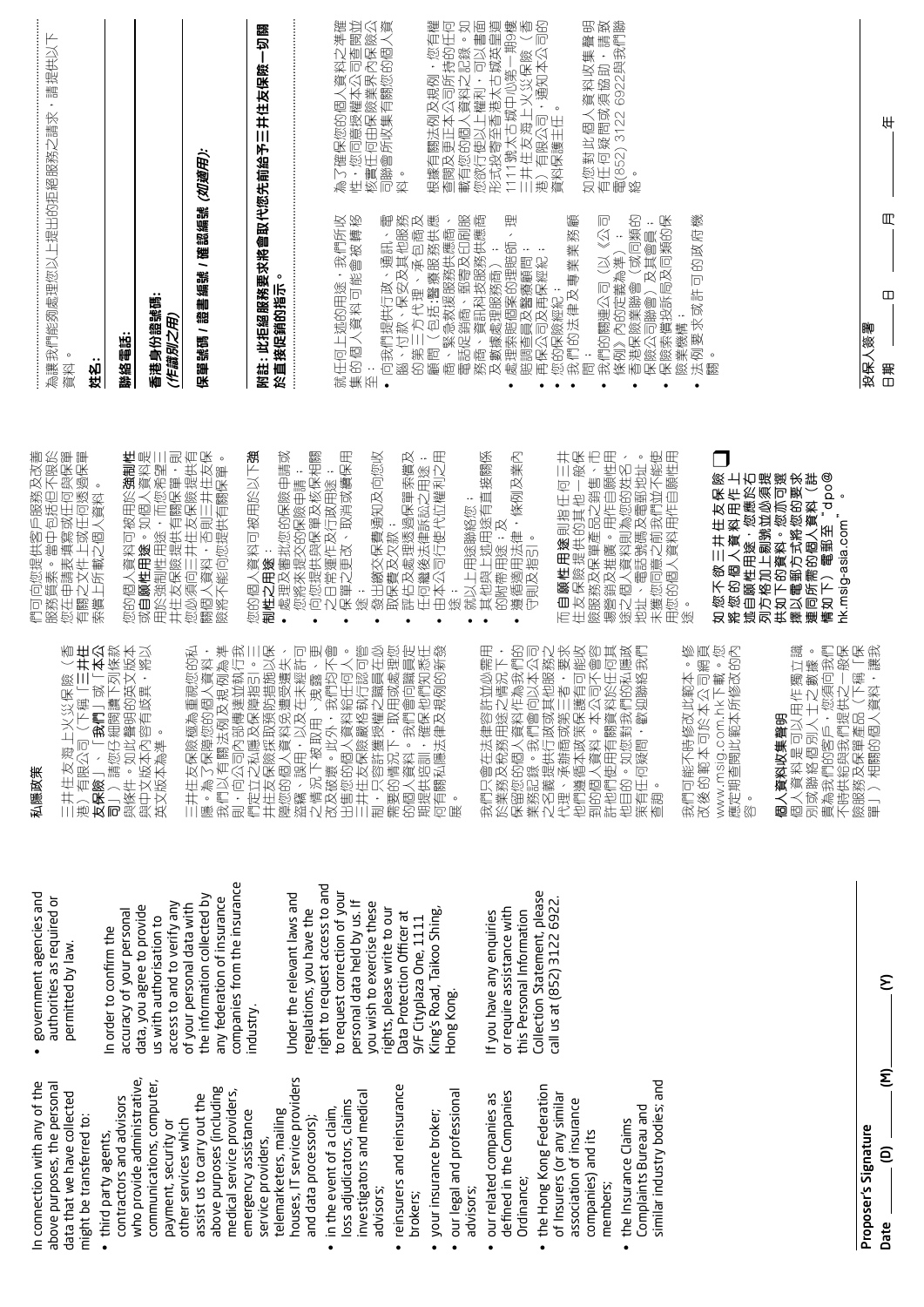In connection with any of the above purposes, the personal data that we have collected might be transferred to:

- third party agents, contractors and advisors who provide administrative, communications, computer, payment, security or other services which assist us to carry out the above purposes (including medical service providers, emergency assistance service providers, telemarketers, mailing houses, IT service providers and data processors);
- in the event of a claim, loss adjudicators, claims investigators and medical advisors;
- reinsurers and reinsurance brokers;
- your insurance broker;
- our legal and professional advisors;
- our related companies as defined in the Companies Ordinance;
- the Hong Kong Federation of Insurers (or any similar association of insurance companies) and its members;
- the Insurance Claims Complaints Bureau and similar industry bodies; and
- government agencies and authorities as required or permitted by law.

In order to confirm the accuracy of your personal data, you agree to provide us with authorisation to access to and to verify any of your personal data with the information collected by any federation of insurance companies from the insurance industry.

Under the relevant laws and regulations, you have the right to request access to and to request correction of your personal data held by us. If you wish to exercise these rights, please write to our Data Protection Officer at 9/F Cityplaza One, 1111 King's Road, Taikoo Shing, Hong Kong.

If you have any enquiries or require assistance with this Personal Information Collection Statement, please call us at (852) 3122 6922.

**Proposer's Signature**

**Date** ______ **(D)** ______ **(M)** ______ **(Y)**

## 私隱政策

三井住友海上火災保險（香港）有限公司（下稱「**三井住友保險**」、「**我們**」或「**本公司**」）請您仔細閱讀下列條款與條件。如此聲明的英文版本與中文版本內容有歧異，將以英文版本為準。

三井住友保險極為重視您的私隱。為了保障您的個人資料，我們以有關法例及規例為準則，向公司內部傳達並執行我們制定的私隱及保障指引。三井住友保險採取預防措施以保障您的個人資料免遭受遺失、盜竊、誤用，以及在未經許可之情況下被取用、洩露、更改及破壞。此外，我們均不會出售您的個人資料給任何人。三井住友保險嚴格執行認可管制，只容許獲授權之職員在必需要的情況下，取用或處理您的個人資料。我們會向職員定期提供培訓，確保他們知悉任何有關私隱法律及規例的新發展。

我們只會在法律容許並必需用於業務及索務用途之情況下，保留您的個人資料作為我們的業務紀錄。我們會向以本公司之名義提供行政或其他服務之代理、承辦商或第三者，要求他們遵循本政策保護有可能收到的您的個人資料。本公司容許他們使用有關資料於任何其他目的。如您對我們的私隱政策有任何疑問，歡迎聯絡我們查詢。

我們可能不時修改此範本。修改後的範本可於本公司網頁www.msig.com.hk下載。您應定期查閱此範本所修改的內容。

### 個人資料收集聲明

個人資料是可以用作獨立識別或聯絡個別人士之數據。身為我們的客戶，您須向我們不時供給與我們保險產品（下稱「保單」）相關的個人資料，讓我們可向您提供客戶服務及改善服務質素。當中包括但不限於您在申請表格或任何與保單有關之文件上或任何透過保單索償上所載之個人資料。

您的個人資料可被用於**強制性**或**自願性用途**。如個人資料是用於強制性用途，而您不希望三井住友保險提供有關保單，則您必須向三井住友保險提供有關個人資料，否則三井住友保險將不能向您提供有關保單。

您的個人資料可被用於以下**強制性之用途**：

- 處理及審批您的保險申請或您將來提交的保險申請；
- 向您提供與保單及核保相關之日常運作及行政用途；
- 保單之更改、取消或續保用途；
- 發出繳交保費通知及向您收取保費及欠款；
- 評估及處理透過保單索償及任何隨後法律訴訟之用途；
- 由本公司行使代位權利之用途；
- 就以上用途聯絡您；
- 其他與上述用途有直接關係的附帶用途；及
- 遵循適用法律，條例及業內守則及指引。

而**自願性用途**則指任何三井住友保險提供的其他一般保險服務及保險產品之銷售、市場營銷及推廣。用作自願性用途之個人資料則為您的姓名、地址、電話號碼及電郵地址。未獲您同意之前我們並不能使用您的個人資料用作自願性用途。

**如您不欲三井住友保險將您的個人資料用作上述自願性用途，您應於右列方格加上剔號並必須提供以下的資料。您亦可選擇以電郵方式將您的要求連同所需的個人資料（詳列如下）電郵至"dpo@hk.msig-asia.com"。** ☐

為讓我們能夠處理您以上提出的拒絕服務之請求，請提供以下資料。

**姓名:**

**聯絡電話:**

**香港身份證號碼:**
***(作識別之用)***

**保單號碼 / 證書編號 / 確認編號 *(如適用)*:**

**附註：此拒絕服務要求將會取代您先前給予三井住友保險一切關於直接促銷的指示。**

就任何上述的用途，我們所收集的個人資料可能會被轉移至：

- 向我們提供行政、通訊、電腦、付款、保安及其他服務的第三方代理、承包商及顧問（包括：醫療服務供應商、緊急救援服務供應商、電話促銷商、郵寄及印刷服務商、資訊科技服務供應商及數據處理服務商）；
- 處理索賠個案的理賠師、理賠調查員及醫療顧問；
- 再保公司及再保經紀；
- 您的保險經紀；
- 我們的法律及專業事務顧問；
- 我們的關連公司（以《公司條例》內的定義為準）；
- 香港保險業聯會（或同類的保險公司聯會）及其會員；
- 保險索償投訴局及同類的保險業機構；
- 法例要求或許可的政府機關。

為了確保您的個人資料之準確性，您同意授權本公司查閱並核實任何由保險業界內保險公司聯會所收集有關您的個人資料。

根據有關法例及規例，您有權查閱及更正本公司所持的任何載有您的個人資料之記錄。如您欲行使以上權利，可以書面形式投寄至香港太古城英皇道1111號太古城中心第一期9樓三井住友海上火災保險（香港）有限公司，通知本公司的資料保護主任。

如您對此個人資料收集聲明有任何疑問或須協助，請致電(852) 3122 6922與我們聯絡。

投保人簽署

日期 ______ 日 ______ 月 ______ 年